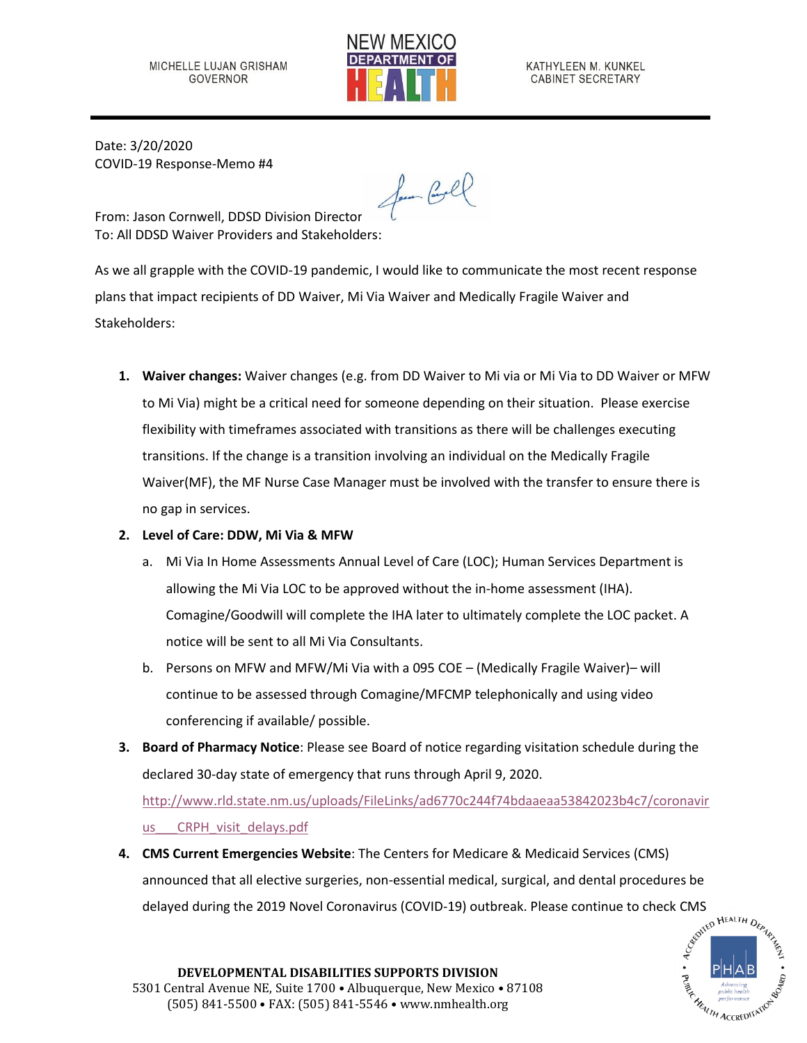MICHELLE LUJAN GRISHAM
GOVERNOR

NEW MEXICO DEPARTMENT OF HEALTH

KATHYLEEN M. KUNKEL
CABINET SECRETARY

Date: 3/20/2020
COVID-19 Response-Memo #4

From: Jason Cornwell, DDSD Division Director
To: All DDSD Waiver Providers and Stakeholders:

As we all grapple with the COVID-19 pandemic, I would like to communicate the most recent response plans that impact recipients of DD Waiver, Mi Via Waiver and Medically Fragile Waiver and Stakeholders:

1. **Waiver changes:** Waiver changes (e.g. from DD Waiver to Mi via or Mi Via to DD Waiver or MFW to Mi Via) might be a critical need for someone depending on their situation. Please exercise flexibility with timeframes associated with transitions as there will be challenges executing transitions. If the change is a transition involving an individual on the Medically Fragile Waiver(MF), the MF Nurse Case Manager must be involved with the transfer to ensure there is no gap in services.
2. **Level of Care: DDW, Mi Via & MFW**
   a. Mi Via In Home Assessments Annual Level of Care (LOC); Human Services Department is allowing the Mi Via LOC to be approved without the in-home assessment (IHA). Comagine/Goodwill will complete the IHA later to ultimately complete the LOC packet. A notice will be sent to all Mi Via Consultants.
   b. Persons on MFW and MFW/Mi Via with a 095 COE – (Medically Fragile Waiver)– will continue to be assessed through Comagine/MFCMP telephonically and using video conferencing if available/ possible.
3. **Board of Pharmacy Notice**: Please see Board of notice regarding visitation schedule during the declared 30-day state of emergency that runs through April 9, 2020. http://www.rld.state.nm.us/uploads/FileLinks/ad6770c244f74bdaaeaa53842023b4c7/coronavirus___CRPH_visit_delays.pdf
4. **CMS Current Emergencies Website**: The Centers for Medicare & Medicaid Services (CMS) announced that all elective surgeries, non-essential medical, surgical, and dental procedures be delayed during the 2019 Novel Coronavirus (COVID-19) outbreak. Please continue to check CMS

**DEVELOPMENTAL DISABILITIES SUPPORTS DIVISION**
5301 Central Avenue NE, Suite 1700 • Albuquerque, New Mexico • 87108
(505) 841-5500 • FAX: (505) 841-5546 • www.nmhealth.org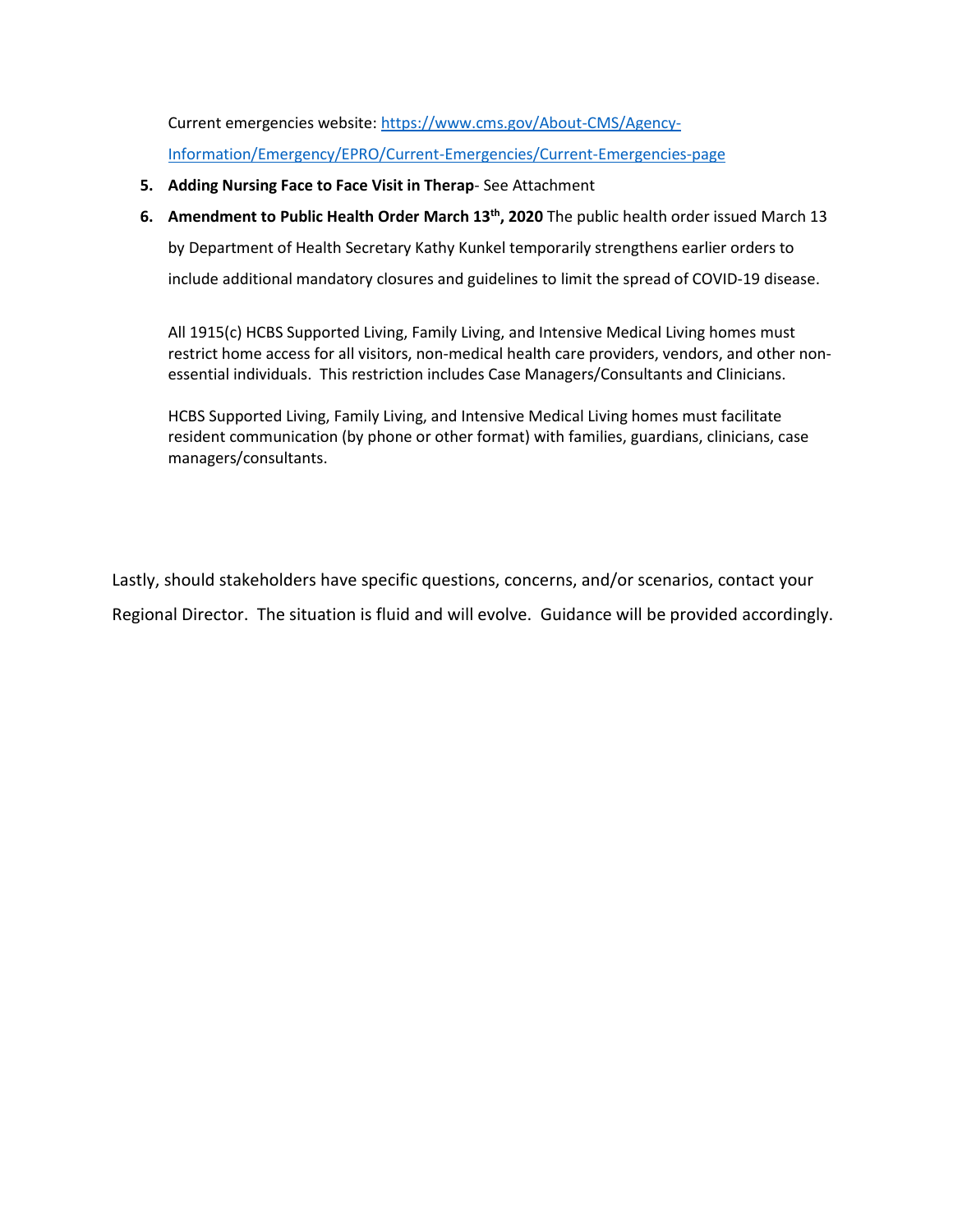Current emergencies website: https://www.cms.gov/About-CMS/Agency-Information/Emergency/EPRO/Current-Emergencies/Current-Emergencies-page

5. **Adding Nursing Face to Face Visit in Therap**- See Attachment
6. **Amendment to Public Health Order March 13th, 2020** The public health order issued March 13 by Department of Health Secretary Kathy Kunkel temporarily strengthens earlier orders to include additional mandatory closures and guidelines to limit the spread of COVID-19 disease.

   All 1915(c) HCBS Supported Living, Family Living, and Intensive Medical Living homes must restrict home access for all visitors, non-medical health care providers, vendors, and other non-essential individuals. This restriction includes Case Managers/Consultants and Clinicians.

   HCBS Supported Living, Family Living, and Intensive Medical Living homes must facilitate resident communication (by phone or other format) with families, guardians, clinicians, case managers/consultants.

Lastly, should stakeholders have specific questions, concerns, and/or scenarios, contact your Regional Director. The situation is fluid and will evolve. Guidance will be provided accordingly.